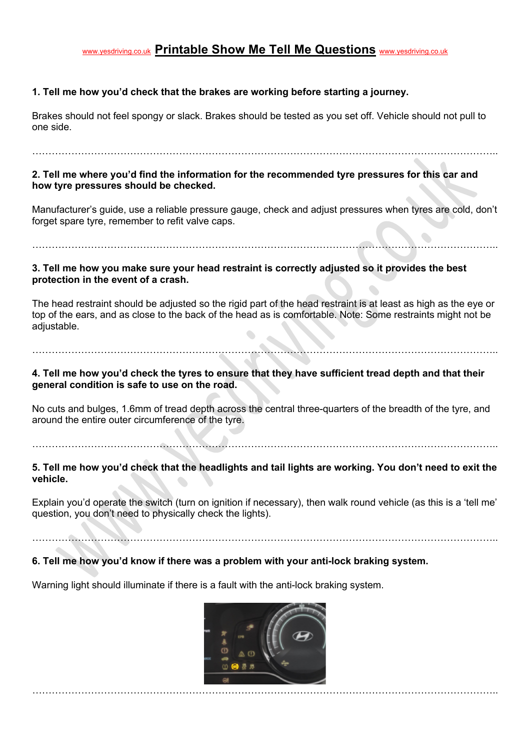www.yesdriving.co.uk **Printable Show Me Tell Me Questions** www.yesdriving.co.uk

**1. Tell me how you'd check that the brakes are working before starting a journey.**

Brakes should not feel spongy or slack. Brakes should be tested as you set off. Vehicle should not pull to one side.

…………………………………………………………………………………………………………………………..

**2. Tell me where you'd find the information for the recommended tyre pressures for this car and how tyre pressures should be checked.**

Manufacturer's guide, use a reliable pressure gauge, check and adjust pressures when tyres are cold, don't forget spare tyre, remember to refit valve caps.

…………………………………………………………………………………………………………………………..

**3. Tell me how you make sure your head restraint is correctly adjusted so it provides the best protection in the event of a crash.**

The head restraint should be adjusted so the rigid part of the head restraint is at least as high as the eye or top of the ears, and as close to the back of the head as is comfortable. Note: Some restraints might not be adjustable.

…………………………………………………………………………………………………………………………..

**4. Tell me how you'd check the tyres to ensure that they have sufficient tread depth and that their general condition is safe to use on the road.**

No cuts and bulges, 1.6mm of tread depth across the central three-quarters of the breadth of the tyre, and around the entire outer circumference of the tyre.

…………………………………………………………………………………………………………………………..

**5. Tell me how you'd check that the headlights and tail lights are working. You don't need to exit the vehicle.**

Explain you'd operate the switch (turn on ignition if necessary), then walk round vehicle (as this is a 'tell me' question, you don't need to physically check the lights).

…………………………………………………………………………………………………………………………..

**6. Tell me how you'd know if there was a problem with your anti-lock braking system.**

Warning light should illuminate if there is a fault with the anti-lock braking system.

…………………………………………………………………………………………………………………………..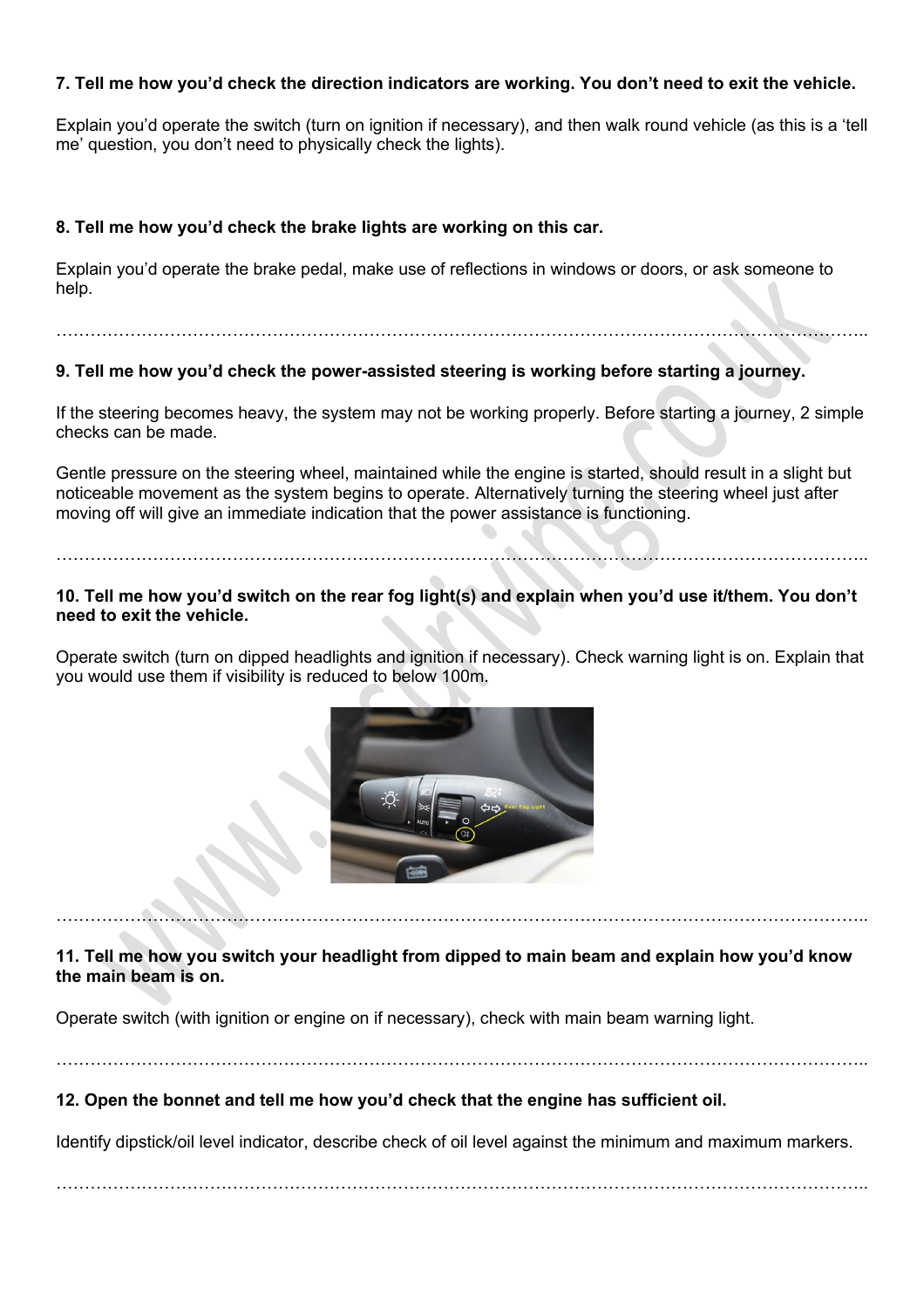**7. Tell me how you'd check the direction indicators are working. You don't need to exit the vehicle.**

Explain you'd operate the switch (turn on ignition if necessary), and then walk round vehicle (as this is a 'tell me' question, you don't need to physically check the lights).

**8. Tell me how you'd check the brake lights are working on this car.**

Explain you'd operate the brake pedal, make use of reflections in windows or doors, or ask someone to help.

…………………………………………………………………………………………………………………………..

**9. Tell me how you'd check the power-assisted steering is working before starting a journey.**

If the steering becomes heavy, the system may not be working properly. Before starting a journey, 2 simple checks can be made.

Gentle pressure on the steering wheel, maintained while the engine is started, should result in a slight but noticeable movement as the system begins to operate. Alternatively turning the steering wheel just after moving off will give an immediate indication that the power assistance is functioning.

…………………………………………………………………………………………………………………………..

**10. Tell me how you'd switch on the rear fog light(s) and explain when you'd use it/them. You don't need to exit the vehicle.**

Operate switch (turn on dipped headlights and ignition if necessary). Check warning light is on. Explain that you would use them if visibility is reduced to below 100m.

…………………………………………………………………………………………………………………………..

**11. Tell me how you switch your headlight from dipped to main beam and explain how you'd know the main beam is on.**

Operate switch (with ignition or engine on if necessary), check with main beam warning light.

…………………………………………………………………………………………………………………………..

**12. Open the bonnet and tell me how you'd check that the engine has sufficient oil.**

Identify dipstick/oil level indicator, describe check of oil level against the minimum and maximum markers.

…………………………………………………………………………………………………………………………..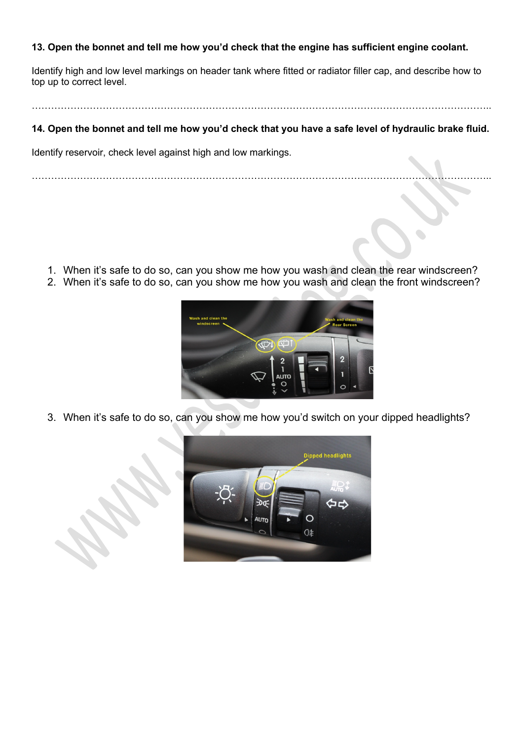**13. Open the bonnet and tell me how you'd check that the engine has sufficient engine coolant.**

Identify high and low level markings on header tank where fitted or radiator filler cap, and describe how to top up to correct level.

………………………………………………………………………………………………………………………………..

**14. Open the bonnet and tell me how you'd check that you have a safe level of hydraulic brake fluid.**

Identify reservoir, check level against high and low markings.

………………………………………………………………………………………………………………………………..

1. When it's safe to do so, can you show me how you wash and clean the rear windscreen?
2. When it's safe to do so, can you show me how you wash and clean the front windscreen?

3. When it's safe to do so, can you show me how you'd switch on your dipped headlights?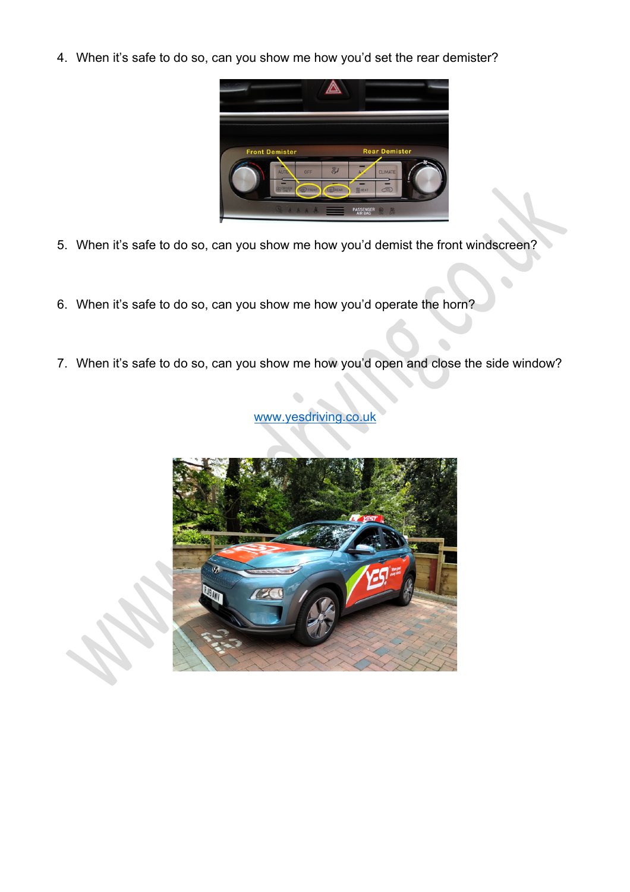4. When it's safe to do so, can you show me how you'd set the rear demister?

5. When it's safe to do so, can you show me how you'd demist the front windscreen?

6. When it's safe to do so, can you show me how you'd operate the horn?

7. When it's safe to do so, can you show me how you'd open and close the side window?

www.yesdriving.co.uk